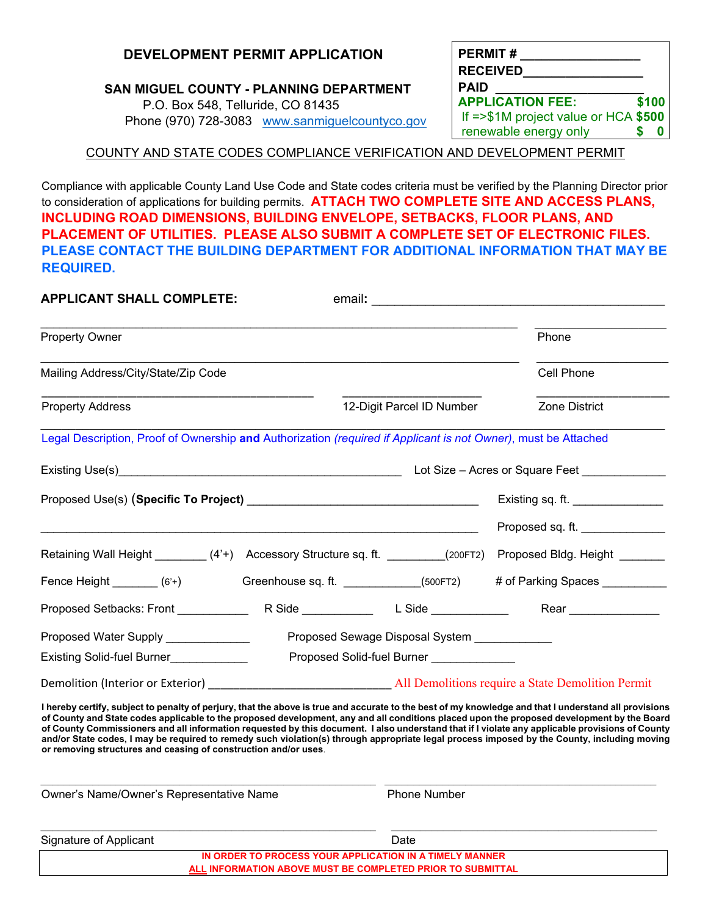# DEVELOPMENT PERMIT APPLICATION

**SAN MIGUEL COUNTY - PLANNING DEPARTMENT**
P.O. Box 548, Telluride, CO 81435
Phone (970) 728-3083 www.sanmiguelcountyco.gov

**PERMIT #** ________________
**RECEIVED** ________________
**PAID** ________________
**APPLICATION FEE: $100**
If =>$1M project value or HCA **$500**
renewable energy only **$ 0**

COUNTY AND STATE CODES COMPLIANCE VERIFICATION AND DEVELOPMENT PERMIT

Compliance with applicable County Land Use Code and State codes criteria must be verified by the Planning Director prior to consideration of applications for building permits. **ATTACH TWO COMPLETE SITE AND ACCESS PLANS, INCLUDING ROAD DIMENSIONS, BUILDING ENVELOPE, SETBACKS, FLOOR PLANS, AND PLACEMENT OF UTILITIES. PLEASE ALSO SUBMIT A COMPLETE SET OF ELECTRONIC FILES. PLEASE CONTACT THE BUILDING DEPARTMENT FOR ADDITIONAL INFORMATION THAT MAY BE REQUIRED.**

**APPLICANT SHALL COMPLETE:** email: ________________________________

________________________________ Property Owner ________________ Phone

________________________________ Mailing Address/City/State/Zip Code ________________ Cell Phone

________________ Property Address ________________ 12-Digit Parcel ID Number ________________ Zone District

________________________________

Legal Description, Proof of Ownership **and** Authorization *(required if Applicant is not Owner)*, must be Attached

Existing Use(s) ________________________ Lot Size – Acres or Square Feet ____________

Proposed Use(s) (**Specific To Project**) ________________________ Existing sq. ft. ____________

________________________________ Proposed sq. ft. ____________

Retaining Wall Height ________ (4'+) Accessory Structure sq. ft. ________ (200FT2) Proposed Bldg. Height _______

Fence Height _______ (6'+) Greenhouse sq. ft. ____________ (500FT2) # of Parking Spaces __________

Proposed Setbacks: Front ___________ R Side ___________ L Side ____________ Rear ______________

Proposed Water Supply _____________ Proposed Sewage Disposal System ____________

Existing Solid-fuel Burner ____________ Proposed Solid-fuel Burner _____________

Demolition (Interior or Exterior) ___________________________ All Demolitions require a State Demolition Permit

**I hereby certify, subject to penalty of perjury, that the above is true and accurate to the best of my knowledge and that I understand all provisions of County and State codes applicable to the proposed development, any and all conditions placed upon the proposed development by the Board of County Commissioners and all information requested by this document. I also understand that if I violate any applicable provisions of County and/or State codes, I may be required to remedy such violation(s) through appropriate legal process imposed by the County, including moving or removing structures and ceasing of construction and/or uses.**

________________________________ Owner's Name/Owner's Representative Name ________________ Phone Number

________________________________ Signature of Applicant ________________ Date

**IN ORDER TO PROCESS YOUR APPLICATION IN A TIMELY MANNER**
**ALL INFORMATION ABOVE MUST BE COMPLETED PRIOR TO SUBMITTAL**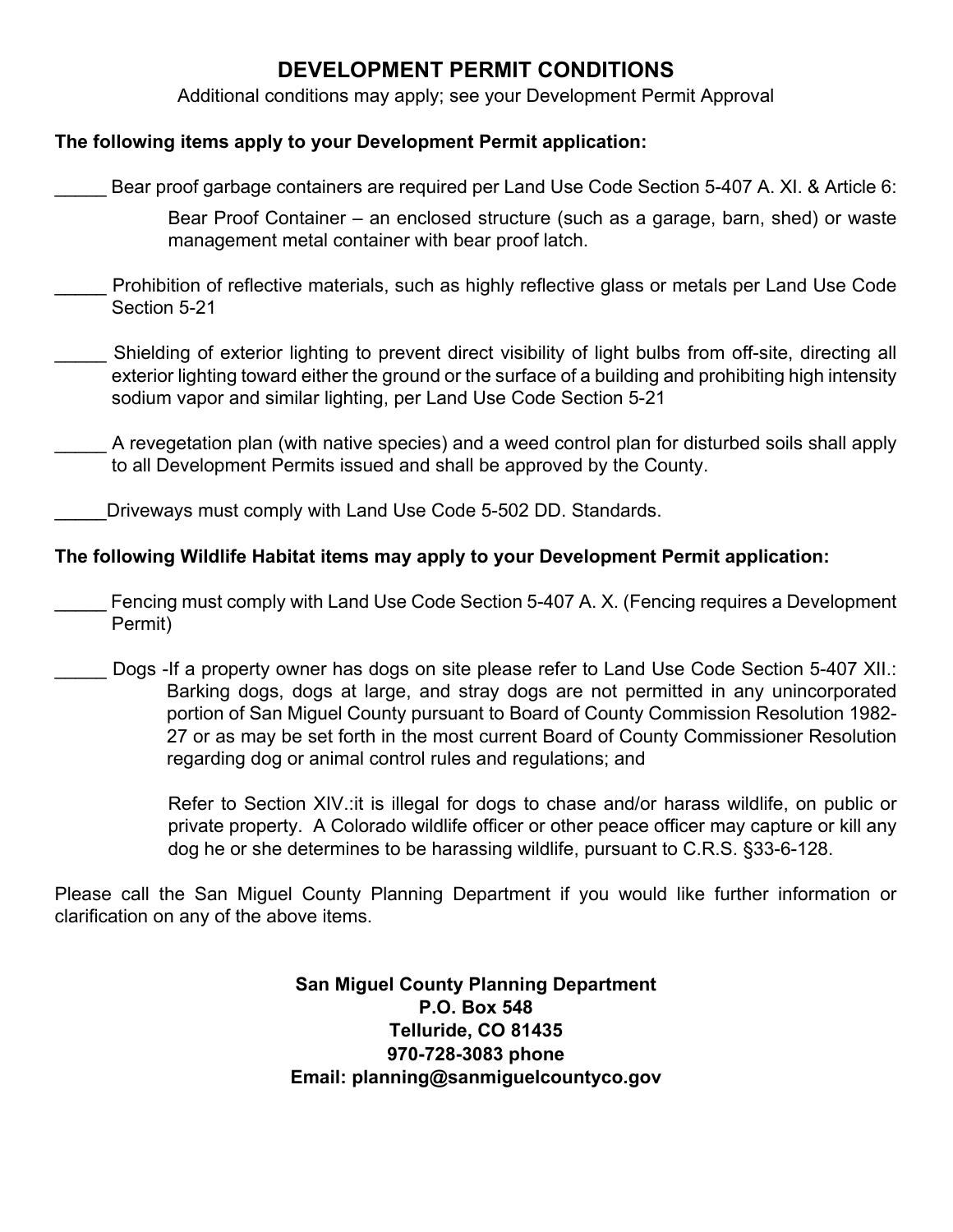# DEVELOPMENT PERMIT CONDITIONS

Additional conditions may apply; see your Development Permit Approval

**The following items apply to your Development Permit application:**

_____ Bear proof garbage containers are required per Land Use Code Section 5-407 A. XI. & Article 6:

> Bear Proof Container – an enclosed structure (such as a garage, barn, shed) or waste management metal container with bear proof latch.

_____ Prohibition of reflective materials, such as highly reflective glass or metals per Land Use Code Section 5-21

_____ Shielding of exterior lighting to prevent direct visibility of light bulbs from off-site, directing all exterior lighting toward either the ground or the surface of a building and prohibiting high intensity sodium vapor and similar lighting, per Land Use Code Section 5-21

_____ A revegetation plan (with native species) and a weed control plan for disturbed soils shall apply to all Development Permits issued and shall be approved by the County.

_____Driveways must comply with Land Use Code 5-502 DD. Standards.

**The following Wildlife Habitat items may apply to your Development Permit application:**

_____ Fencing must comply with Land Use Code Section 5-407 A. X. (Fencing requires a Development Permit)

_____ Dogs -If a property owner has dogs on site please refer to Land Use Code Section 5-407 XII.: Barking dogs, dogs at large, and stray dogs are not permitted in any unincorporated portion of San Miguel County pursuant to Board of County Commission Resolution 1982-27 or as may be set forth in the most current Board of County Commissioner Resolution regarding dog or animal control rules and regulations; and

> Refer to Section XIV.:it is illegal for dogs to chase and/or harass wildlife, on public or private property. A Colorado wildlife officer or other peace officer may capture or kill any dog he or she determines to be harassing wildlife, pursuant to C.R.S. §33-6-128.

Please call the San Miguel County Planning Department if you would like further information or clarification on any of the above items.

**San Miguel County Planning Department**
**P.O. Box 548**
**Telluride, CO 81435**
**970-728-3083 phone**
**Email: planning@sanmiguelcountyco.gov**